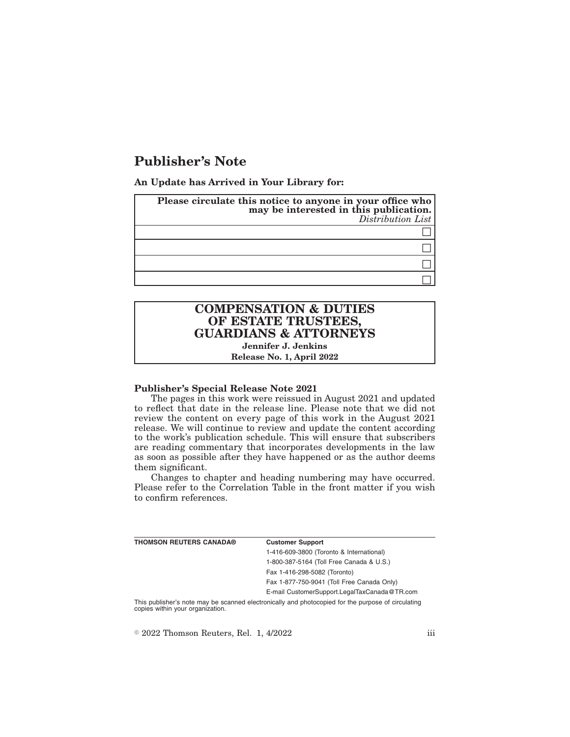# Publisher's Note

**An Update has Arrived in Your Library for:**

| **Please circulate this notice to anyone in your office who may be interested in this publication.** *Distribution List* |
| --- |
| ☐ |
| ☐ |
| ☐ |
| ☐ |

| **COMPENSATION & DUTIES OF ESTATE TRUSTEES, GUARDIANS & ATTORNEYS** |
| --- |
| **Jennifer J. Jenkins** |
| **Release No. 1, April 2022** |

**Publisher's Special Release Note 2021**

The pages in this work were reissued in August 2021 and updated to reflect that date in the release line. Please note that we did not review the content on every page of this work in the August 2021 release. We will continue to review and update the content according to the work's publication schedule. This will ensure that subscribers are reading commentary that incorporates developments in the law as soon as possible after they have happened or as the author deems them significant.

Changes to chapter and heading numbering may have occurred. Please refer to the Correlation Table in the front matter if you wish to confirm references.

| **THOMSON REUTERS CANADA®** | **Customer Support** |
| --- | --- |
| | 1-416-609-3800 (Toronto & International) |
| | 1-800-387-5164 (Toll Free Canada & U.S.) |
| | Fax 1-416-298-5082 (Toronto) |
| | Fax 1-877-750-9041 (Toll Free Canada Only) |
| | E-mail CustomerSupport.LegalTaxCanada@TR.com |

This publisher's note may be scanned electronically and photocopied for the purpose of circulating copies within your organization.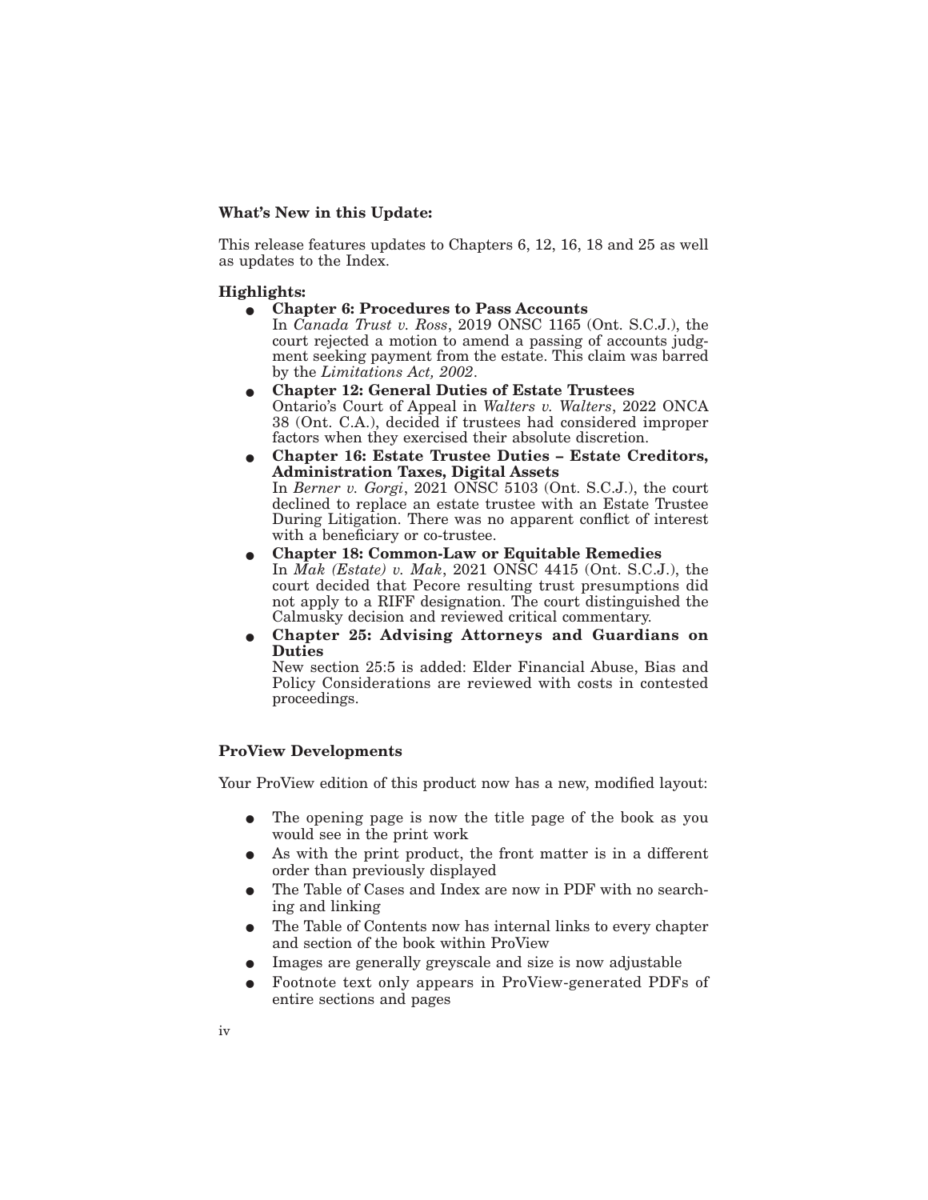**What's New in this Update:**

This release features updates to Chapters 6, 12, 16, 18 and 25 as well as updates to the Index.

**Highlights:**

- **Chapter 6: Procedures to Pass Accounts**
  In *Canada Trust v. Ross*, 2019 ONSC 1165 (Ont. S.C.J.), the court rejected a motion to amend a passing of accounts judgment seeking payment from the estate. This claim was barred by the *Limitations Act, 2002*.
- **Chapter 12: General Duties of Estate Trustees**
  Ontario's Court of Appeal in *Walters v. Walters*, 2022 ONCA 38 (Ont. C.A.), decided if trustees had considered improper factors when they exercised their absolute discretion.
- **Chapter 16: Estate Trustee Duties – Estate Creditors, Administration Taxes, Digital Assets**
  In *Berner v. Gorgi*, 2021 ONSC 5103 (Ont. S.C.J.), the court declined to replace an estate trustee with an Estate Trustee During Litigation. There was no apparent conflict of interest with a beneficiary or co-trustee.
- **Chapter 18: Common-Law or Equitable Remedies**
  In *Mak (Estate) v. Mak*, 2021 ONSC 4415 (Ont. S.C.J.), the court decided that Pecore resulting trust presumptions did not apply to a RIFF designation. The court distinguished the Calmusky decision and reviewed critical commentary.
- **Chapter 25: Advising Attorneys and Guardians on Duties**
  New section 25:5 is added: Elder Financial Abuse, Bias and Policy Considerations are reviewed with costs in contested proceedings.

**ProView Developments**

Your ProView edition of this product now has a new, modified layout:

- The opening page is now the title page of the book as you would see in the print work
- As with the print product, the front matter is in a different order than previously displayed
- The Table of Cases and Index are now in PDF with no searching and linking
- The Table of Contents now has internal links to every chapter and section of the book within ProView
- Images are generally greyscale and size is now adjustable
- Footnote text only appears in ProView-generated PDFs of entire sections and pages